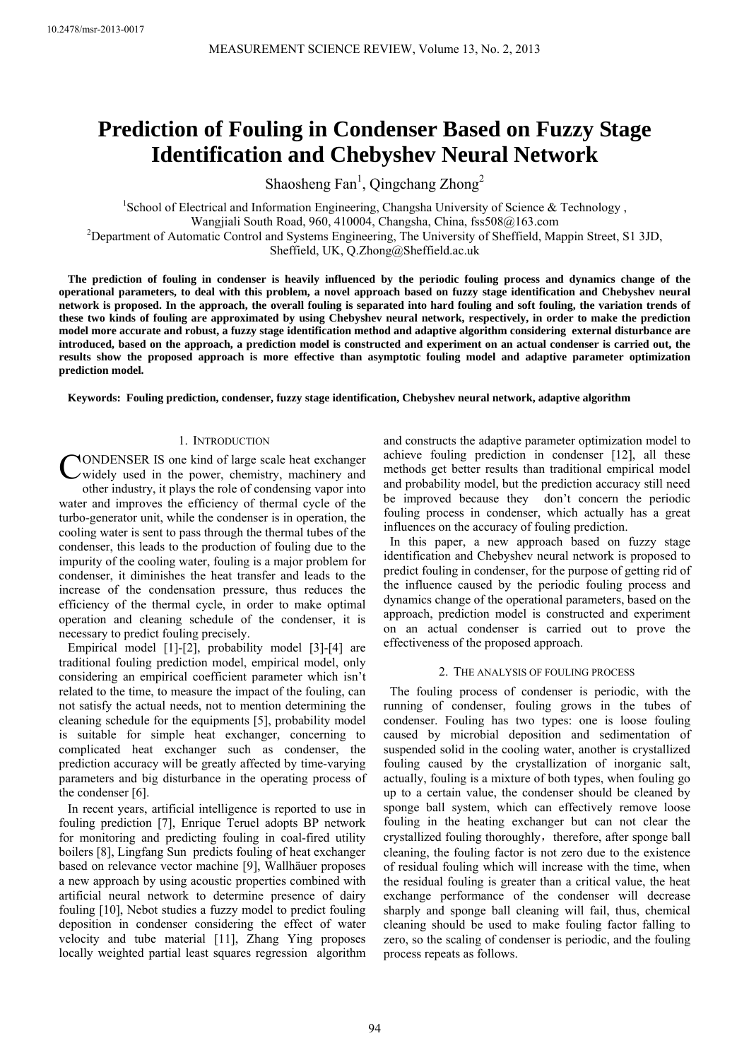10.2478/msr-2013-0017

# Prediction of Fouling in Condenser Based on Fuzzy Stage Identification and Chebyshev Neural Network

Shaosheng Fan[1], Qingchang Zhong[2]

[1]School of Electrical and Information Engineering, Changsha University of Science & Technology , Wangjiali South Road, 960, 410004, Changsha, China, fss508@163.com
[2]Department of Automatic Control and Systems Engineering, The University of Sheffield, Mappin Street, S1 3JD, Sheffield, UK, Q.Zhong@Sheffield.ac.uk

**The prediction of fouling in condenser is heavily influenced by the periodic fouling process and dynamics change of the operational parameters, to deal with this problem, a novel approach based on fuzzy stage identification and Chebyshev neural network is proposed. In the approach, the overall fouling is separated into hard fouling and soft fouling, the variation trends of these two kinds of fouling are approximated by using Chebyshev neural network, respectively, in order to make the prediction model more accurate and robust, a fuzzy stage identification method and adaptive algorithm considering external disturbance are introduced, based on the approach, a prediction model is constructed and experiment on an actual condenser is carried out, the results show the proposed approach is more effective than asymptotic fouling model and adaptive parameter optimization prediction model.**

**Keywords: Fouling prediction, condenser, fuzzy stage identification, Chebyshev neural network, adaptive algorithm**

## 1. Introduction

CONDENSER IS one kind of large scale heat exchanger widely used in the power, chemistry, machinery and other industry, it plays the role of condensing vapor into water and improves the efficiency of thermal cycle of the turbo-generator unit, while the condenser is in operation, the cooling water is sent to pass through the thermal tubes of the condenser, this leads to the production of fouling due to the impurity of the cooling water, fouling is a major problem for condenser, it diminishes the heat transfer and leads to the increase of the condensation pressure, thus reduces the efficiency of the thermal cycle, in order to make optimal operation and cleaning schedule of the condenser, it is necessary to predict fouling precisely.

Empirical model [1]-[2], probability model [3]-[4] are traditional fouling prediction model, empirical model, only considering an empirical coefficient parameter which isn't related to the time, to measure the impact of the fouling, can not satisfy the actual needs, not to mention determining the cleaning schedule for the equipments [5], probability model is suitable for simple heat exchanger, concerning to complicated heat exchanger such as condenser, the prediction accuracy will be greatly affected by time-varying parameters and big disturbance in the operating process of the condenser [6].

In recent years, artificial intelligence is reported to use in fouling prediction [7], Enrique Teruel adopts BP network for monitoring and predicting fouling in coal-fired utility boilers [8], Lingfang Sun predicts fouling of heat exchanger based on relevance vector machine [9], Wallhäuer proposes a new approach by using acoustic properties combined with artificial neural network to determine presence of dairy fouling [10], Nebot studies a fuzzy model to predict fouling deposition in condenser considering the effect of water velocity and tube material [11], Zhang Ying proposes locally weighted partial least squares regression algorithm and constructs the adaptive parameter optimization model to achieve fouling prediction in condenser [12], all these methods get better results than traditional empirical model and probability model, but the prediction accuracy still need be improved because they don't concern the periodic fouling process in condenser, which actually has a great influences on the accuracy of fouling prediction.

In this paper, a new approach based on fuzzy stage identification and Chebyshev neural network is proposed to predict fouling in condenser, for the purpose of getting rid of the influence caused by the periodic fouling process and dynamics change of the operational parameters, based on the approach, prediction model is constructed and experiment on an actual condenser is carried out to prove the effectiveness of the proposed approach.

## 2. The analysis of fouling process

The fouling process of condenser is periodic, with the running of condenser, fouling grows in the tubes of condenser. Fouling has two types: one is loose fouling caused by microbial deposition and sedimentation of suspended solid in the cooling water, another is crystallized fouling caused by the crystallization of inorganic salt, actually, fouling is a mixture of both types, when fouling go up to a certain value, the condenser should be cleaned by sponge ball system, which can effectively remove loose fouling in the heating exchanger but can not clear the crystallized fouling thoroughly，therefore, after sponge ball cleaning, the fouling factor is not zero due to the existence of residual fouling which will increase with the time, when the residual fouling is greater than a critical value, the heat exchange performance of the condenser will decrease sharply and sponge ball cleaning will fail, thus, chemical cleaning should be used to make fouling factor falling to zero, so the scaling of condenser is periodic, and the fouling process repeats as follows.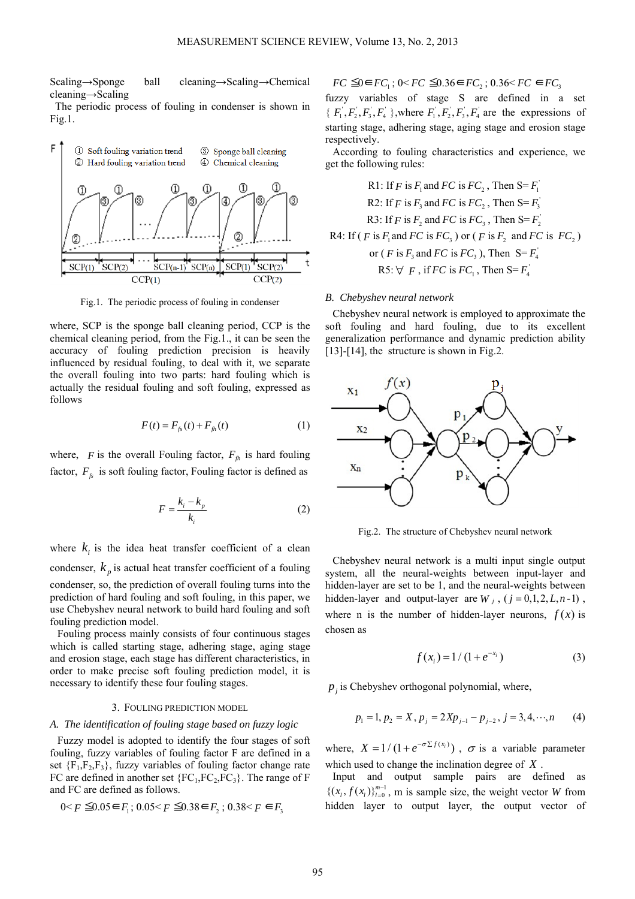Scaling→Sponge ball cleaning→Scaling→Chemical cleaning→Scaling

The periodic process of fouling in condenser is shown in Fig.1.

Fig.1. The periodic process of fouling in condenser

where, SCP is the sponge ball cleaning period, CCP is the chemical cleaning period, from the Fig.1., it can be seen the accuracy of fouling prediction precision is heavily influenced by residual fouling, to deal with it, we separate the overall fouling into two parts: hard fouling which is actually the residual fouling and soft fouling, expressed as follows

$$F(t) = F_{fs}(t) + F_{fh}(t) \tag{1}$$

where, $F$ is the overall Fouling factor, $F_{fh}$ is hard fouling factor, $F_{fs}$ is soft fouling factor, Fouling factor is defined as

$$F = \frac{k_i - k_p}{k_i} \tag{2}$$

where $k_i$ is the idea heat transfer coefficient of a clean condenser, $k_p$ is actual heat transfer coefficient of a fouling condenser, so, the prediction of overall fouling turns into the prediction of hard fouling and soft fouling, in this paper, we use Chebyshev neural network to build hard fouling and soft fouling prediction model.

Fouling process mainly consists of four continuous stages which is called starting stage, adhering stage, aging stage and erosion stage, each stage has different characteristics, in order to make precise soft fouling prediction model, it is necessary to identify these four fouling stages.

## 3. Fouling prediction model

### A. The identification of fouling stage based on fuzzy logic

Fuzzy model is adopted to identify the four stages of soft fouling, fuzzy variables of fouling factor F are defined in a set {F1,F2,F3}, fuzzy variables of fouling factor change rate FC are defined in another set {FC1,FC2,FC3}. The range of F and FC are defined as follows.

$0< F \leqq 0.05 \in F_1$ ; $0.05< F \leqq 0.38 \in F_2$ ; $0.38< F \in F_3$

$FC \leqq 0 \in FC_1$ ; $0< FC \leqq 0.36 \in FC_2$ ; $0.36< FC \in FC_3$

fuzzy variables of stage S are defined in a set $\{F_1^{'}, F_2^{'}, F_3^{'}, F_4^{'}\}$,where $F_1^{'}, F_2^{'}, F_3^{'}, F_4^{'}$ are the expressions of starting stage, adhering stage, aging stage and erosion stage respectively.

According to fouling characteristics and experience, we get the following rules:

R1: If $F$ is $F_1$ and $FC$ is $FC_2$ , Then S= $F_1^{'}$

R2: If $F$ is $F_3$ and $FC$ is $FC_2$ , Then S= $F_3^{'}$

R3: If $F$ is $F_2$ and $FC$ is $FC_3$ , Then S= $F_2^{'}$

R4: If ( $F$ is $F_1$ and $FC$ is $FC_3$ ) or ( $F$ is $F_2$ and $FC$ is $FC_2$ ) or ( $F$ is $F_3$ and $FC$ is $FC_3$ ), Then S= $F_4^{'}$

R5: $\forall$ $F$ , if $FC$ is $FC_1$ , Then S= $F_4^{'}$

### B. Chebyshev neural network

Chebyshev neural network is employed to approximate the soft fouling and hard fouling, due to its excellent generalization performance and dynamic prediction ability [13]-[14], the structure is shown in Fig.2.

Fig.2. The structure of Chebyshev neural network

Chebyshev neural network is a multi input single output system, all the neural-weights between input-layer and hidden-layer are set to be 1, and the neural-weights between hidden-layer and output-layer are $W_j$ , $(j = 0,1,2,L,n-1)$ , where n is the number of hidden-layer neurons, $f(x)$ is chosen as

$$f(x_i) = 1/(1+e^{-x_i}) \tag{3}$$

$p_j$ is Chebyshev orthogonal polynomial, where,

$$p_1 = 1, p_2 = X, p_j = 2Xp_{j-1} - p_{j-2}, j = 3,4,\cdots,n \tag{4}$$

where, $X = 1/(1+e^{-\sigma \sum f(x_i)})$ , $\sigma$ is a variable parameter which used to change the inclination degree of $X$ .

Input and output sample pairs are defined as $\{(x_l, f(x_l)\}_{l=0}^{m-1}$ , m is sample size, the weight vector $W$ from hidden layer to output layer, the output vector of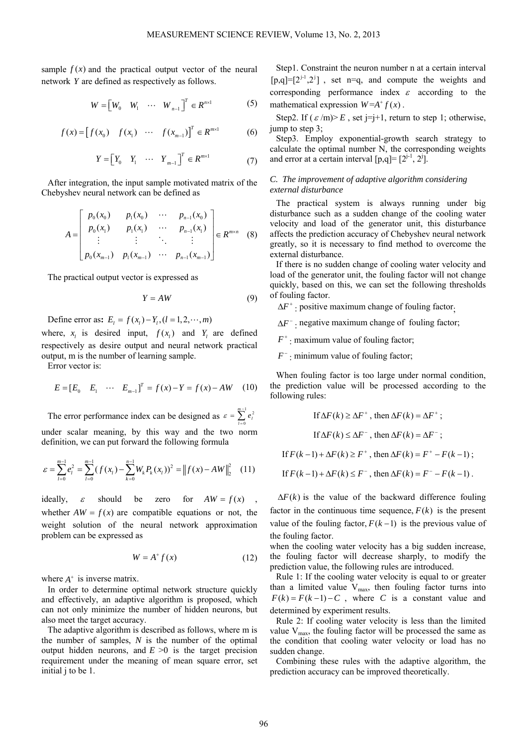sample $f(x)$ and the practical output vector of the neural network $Y$ are defined as respectively as follows.

$$W = \begin{bmatrix} W_0 & W_1 & \cdots & W_{n-1} \end{bmatrix}^T \in R^{n\times 1} \tag{5}$$

$$f(x) = \begin{bmatrix} f(x_0) & f(x_1) & \cdots & f(x_{m-1}) \end{bmatrix}^T \in R^{m\times 1} \tag{6}$$

$$Y = \begin{bmatrix} Y_0 & Y_1 & \cdots & Y_{m-1} \end{bmatrix}^T \in R^{m\times 1} \tag{7}$$

After integration, the input sample motivated matrix of the Chebyshev neural network can be defined as

$$A = \begin{bmatrix} p_0(x_0) & p_1(x_0) & \cdots & p_{n-1}(x_0) \\ p_0(x_1) & p_1(x_1) & \cdots & p_{n-1}(x_1) \\ \vdots & \vdots & \ddots & \vdots \\ p_0(x_{m-1}) & p_1(x_{m-1}) & \cdots & p_{n-1}(x_{m-1}) \end{bmatrix} \in R^{m\times n} \tag{8}$$

The practical output vector is expressed as

$$Y = AW \tag{9}$$

Define error as**:** $E_l = f(x_l) - Y_l, (l = 1, 2, \cdots, m)$

where, $x_l$ is desired input, $f(x_l)$ and $Y_l$ are defined respectively as desire output and neural network practical output, m is the number of learning sample.

Error vector is:

$$E = [E_0 \quad E_1 \quad \cdots \quad E_{m-1}]^T = f(x) - Y = f(x) - AW \tag{10}$$

The error performance index can be designed as $\varepsilon = \sum_{l=0}^{m-1} e_l^2$ under scalar meaning, by this way and the two norm definition, we can put forward the following formula

$$\varepsilon = \sum_{l=0}^{m-1} e_l^2 = \sum_{l=0}^{m-1} (f(x_l) - \sum_{k=0}^{n-1} W_k P_k(x_l))^2 = \left\| f(x) - AW \right\|_2^2 \tag{11}$$

ideally, $\varepsilon$ should be zero for $AW = f(x)$, whether $AW = f(x)$ are compatible equations or not, the weight solution of the neural network approximation problem can be expressed as

$$W = A^+ f(x) \tag{12}$$

where $A^+$ is inverse matrix.

In order to determine optimal network structure quickly and effectively, an adaptive algorithm is proposed, which can not only minimize the number of hidden neurons, but also meet the target accuracy.

The adaptive algorithm is described as follows, where m is the number of samples, $N$ is the number of the optimal output hidden neurons, and $E > 0$ is the target precision requirement under the meaning of mean square error, set initial j to be 1.

Step1. Constraint the neuron number n at a certain interval $[p,q]=[2^{j-1},2^j]$, set n=q, and compute the weights and corresponding performance index $\varepsilon$ according to the mathematical expression $W=A^+ f(x)$.

Step2. If ($\varepsilon$ /m)> $E$, set j=j+1, return to step 1; otherwise, jump to step 3;

Step3. Employ exponential-growth search strategy to calculate the optimal number N, the corresponding weights and error at a certain interval $[p,q]= [2^{j-1}, 2^j]$.

### C. The improvement of adaptive algorithm considering external disturbance

The practical system is always running under big disturbance such as a sudden change of the cooling water velocity and load of the generator unit, this disturbance affects the prediction accuracy of Chebyshev neural network greatly, so it is necessary to find method to overcome the external disturbance.

If there is no sudden change of cooling water velocity and load of the generator unit, the fouling factor will not change quickly, based on this, we can set the following thresholds of fouling factor.

$\Delta F^+$: positive maximum change of fouling factor;

$\Delta F^-$: negative maximum change of fouling factor;

$F^+$: maximum value of fouling factor;

$F^-$: minimum value of fouling factor;

When fouling factor is too large under normal condition, the prediction value will be processed according to the following rules:

$$\text{If } \Delta F(k) \geq \Delta F^+ \text{, then } \Delta F(k) = \Delta F^+;$$

$$\text{If } \Delta F(k) \leq \Delta F^- \text{, then } \Delta F(k) = \Delta F^-;$$

$$\text{If } F(k-1) + \Delta F(k) \geq F^+ \text{, then } \Delta F(k) = F^+ - F(k-1);$$

$$\text{If } F(k-1) + \Delta F(k) \leq F^- \text{, then } \Delta F(k) = F^- - F(k-1).$$

$\Delta F(k)$ is the value of the backward difference fouling factor in the continuous time sequence, $F(k)$ is the present value of the fouling factor, $F(k-1)$ is the previous value of the fouling factor.

when the cooling water velocity has a big sudden increase, the fouling factor will decrease sharply, to modify the prediction value, the following rules are introduced.

Rule 1: If the cooling water velocity is equal to or greater than a limited value $V_{max}$, then fouling factor turns into $F(k) = F(k-1) - C$, where $C$ is a constant value and determined by experiment results.

Rule 2: If cooling water velocity is less than the limited value $V_{max}$, the fouling factor will be processed the same as the condition that cooling water velocity or load has no sudden change.

Combining these rules with the adaptive algorithm, the prediction accuracy can be improved theoretically.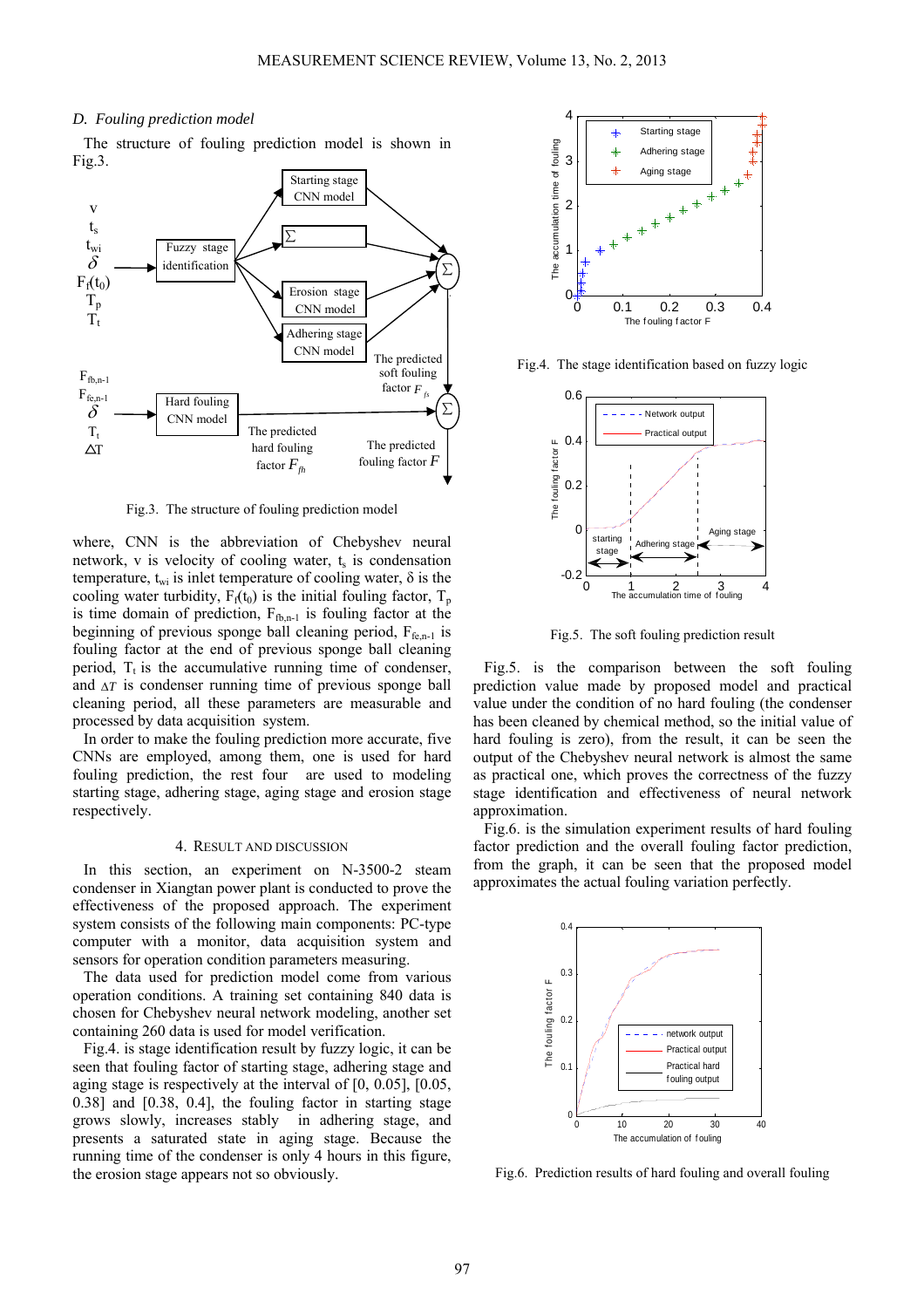### D. Fouling prediction model

The structure of fouling prediction model is shown in Fig.3.

Fig.3. The structure of fouling prediction model

where, CNN is the abbreviation of Chebyshev neural network, v is velocity of cooling water, $t_s$ is condensation temperature, $t_{wi}$ is inlet temperature of cooling water, δ is the cooling water turbidity, $F_f(t_0)$ is the initial fouling factor, $T_p$ is time domain of prediction, $F_{fb,n-1}$ is fouling factor at the beginning of previous sponge ball cleaning period, $F_{fe,n-1}$ is fouling factor at the end of previous sponge ball cleaning period, $T_t$ is the accumulative running time of condenser, and $\Delta T$ is condenser running time of previous sponge ball cleaning period, all these parameters are measurable and processed by data acquisition system.

In order to make the fouling prediction more accurate, five CNNs are employed, among them, one is used for hard fouling prediction, the rest four are used to modeling starting stage, adhering stage, aging stage and erosion stage respectively.

## 4. RESULT AND DISCUSSION

In this section, an experiment on N-3500-2 steam condenser in Xiangtan power plant is conducted to prove the effectiveness of the proposed approach. The experiment system consists of the following main components: PC-type computer with a monitor, data acquisition system and sensors for operation condition parameters measuring.

The data used for prediction model come from various operation conditions. A training set containing 840 data is chosen for Chebyshev neural network modeling, another set containing 260 data is used for model verification.

Fig.4. is stage identification result by fuzzy logic, it can be seen that fouling factor of starting stage, adhering stage and aging stage is respectively at the interval of [0, 0.05], [0.05, 0.38] and [0.38, 0.4], the fouling factor in starting stage grows slowly, increases stably in adhering stage, and presents a saturated state in aging stage. Because the running time of the condenser is only 4 hours in this figure, the erosion stage appears not so obviously.

Fig.4. The stage identification based on fuzzy logic

Fig.5. The soft fouling prediction result

Fig.5. is the comparison between the soft fouling prediction value made by proposed model and practical value under the condition of no hard fouling (the condenser has been cleaned by chemical method, so the initial value of hard fouling is zero), from the result, it can be seen that the output of the Chebyshev neural network is almost the same as practical one, which proves the correctness of the fuzzy stage identification and effectiveness of neural network approximation.

Fig.6. is the simulation experiment results of hard fouling factor prediction and the overall fouling factor prediction, from the graph, it can be seen that the proposed model approximates the actual fouling variation perfectly.

Fig.6. Prediction results of hard fouling and overall fouling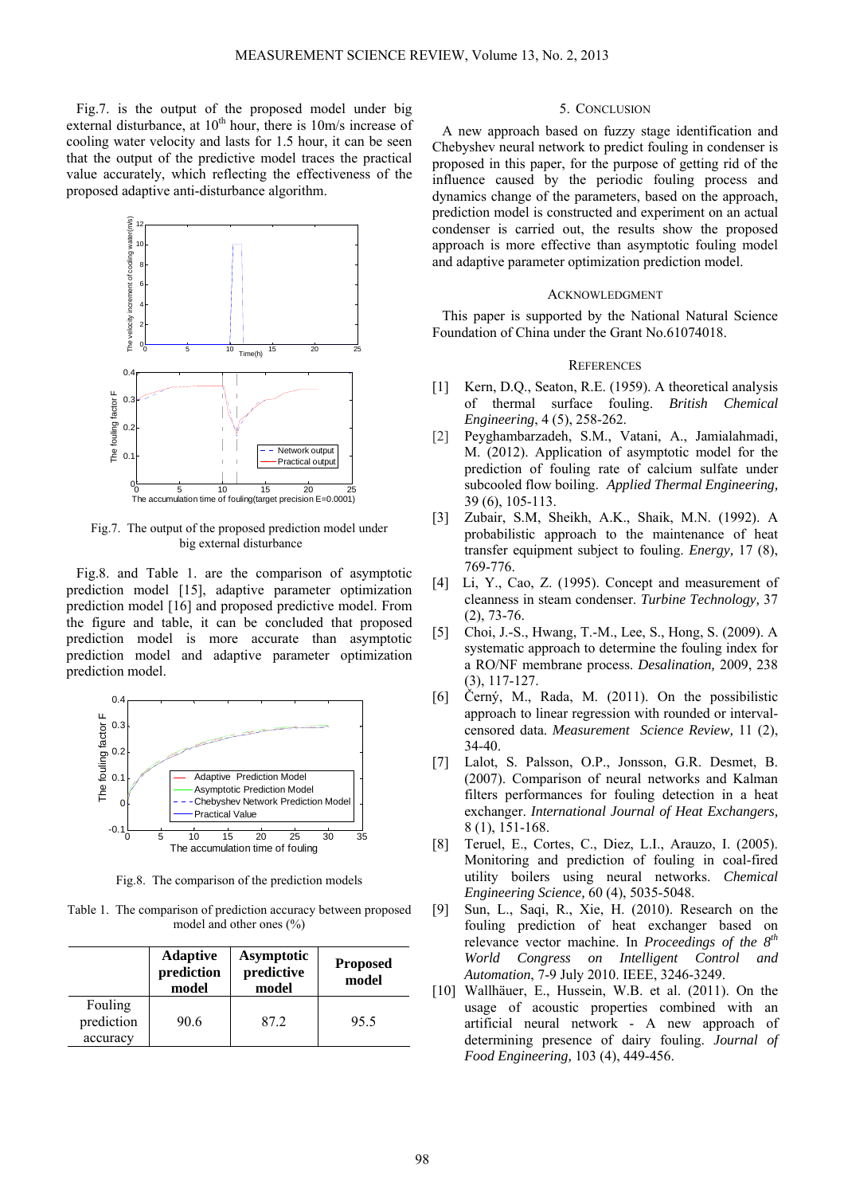Fig.7. is the output of the proposed model under big external disturbance, at $10^{th}$ hour, there is 10m/s increase of cooling water velocity and lasts for 1.5 hour, it can be seen that the output of the predictive model traces the practical value accurately, which reflecting the effectiveness of the proposed adaptive anti-disturbance algorithm.

Fig.7. The output of the proposed prediction model under big external disturbance

Fig.8. and Table 1. are the comparison of asymptotic prediction model [15], adaptive parameter optimization prediction model [16] and proposed predictive model. From the figure and table, it can be concluded that proposed prediction model is more accurate than asymptotic prediction model and adaptive parameter optimization prediction model.

Fig.8. The comparison of the prediction models

Table 1. The comparison of prediction accuracy between proposed model and other ones (%)

| | Adaptive prediction model | Asymptotic predictive model | Proposed model |
|---|---|---|---|
| Fouling prediction accuracy | 90.6 | 87.2 | 95.5 |

## 5. Conclusion

A new approach based on fuzzy stage identification and Chebyshev neural network to predict fouling in condenser is proposed in this paper, for the purpose of getting rid of the influence caused by the periodic fouling process and dynamics change of the parameters, based on the approach, prediction model is constructed and experiment on an actual condenser is carried out, the results show the proposed approach is more effective than asymptotic fouling model and adaptive parameter optimization prediction model.

## Acknowledgment

This paper is supported by the National Natural Science Foundation of China under the Grant No.61074018.

## References

[1] Kern, D.Q., Seaton, R.E. (1959). A theoretical analysis of thermal surface fouling. *British Chemical Engineering*, 4 (5), 258-262.

[2] Peyghambarzadeh, S.M., Vatani, A., Jamialahmadi, M. (2012). Application of asymptotic model for the prediction of fouling rate of calcium sulfate under subcooled flow boiling. *Applied Thermal Engineering,* 39 (6), 105-113.

[3] Zubair, S.M, Sheikh, A.K., Shaik, M.N. (1992). A probabilistic approach to the maintenance of heat transfer equipment subject to fouling. *Energy,* 17 (8), 769-776.

[4] Li, Y., Cao, Z. (1995). Concept and measurement of cleanness in steam condenser. *Turbine Technology,* 37 (2), 73-76.

[5] Choi, J.-S., Hwang, T.-M., Lee, S., Hong, S. (2009). A systematic approach to determine the fouling index for a RO/NF membrane process. *Desalination,* 2009, 238 (3), 117-127.

[6] Černý, M., Rada, M. (2011). On the possibilistic approach to linear regression with rounded or interval-censored data. *Measurement Science Review,* 11 (2), 34-40.

[7] Lalot, S. Palsson, O.P., Jonsson, G.R. Desmet, B. (2007). Comparison of neural networks and Kalman filters performances for fouling detection in a heat exchanger. *International Journal of Heat Exchangers,* 8 (1), 151-168.

[8] Teruel, E., Cortes, C., Diez, L.I., Arauzo, I. (2005). Monitoring and prediction of fouling in coal-fired utility boilers using neural networks. *Chemical Engineering Science,* 60 (4), 5035-5048.

[9] Sun, L., Saqi, R., Xie, H. (2010). Research on the fouling prediction of heat exchanger based on relevance vector machine. In *Proceedings of the 8th World Congress on Intelligent Control and Automation*, 7-9 July 2010. IEEE, 3246-3249.

[10] Wallhäuer, E., Hussein, W.B. et al. (2011). On the usage of acoustic properties combined with an artificial neural network - A new approach of determining presence of dairy fouling. *Journal of Food Engineering,* 103 (4), 449-456.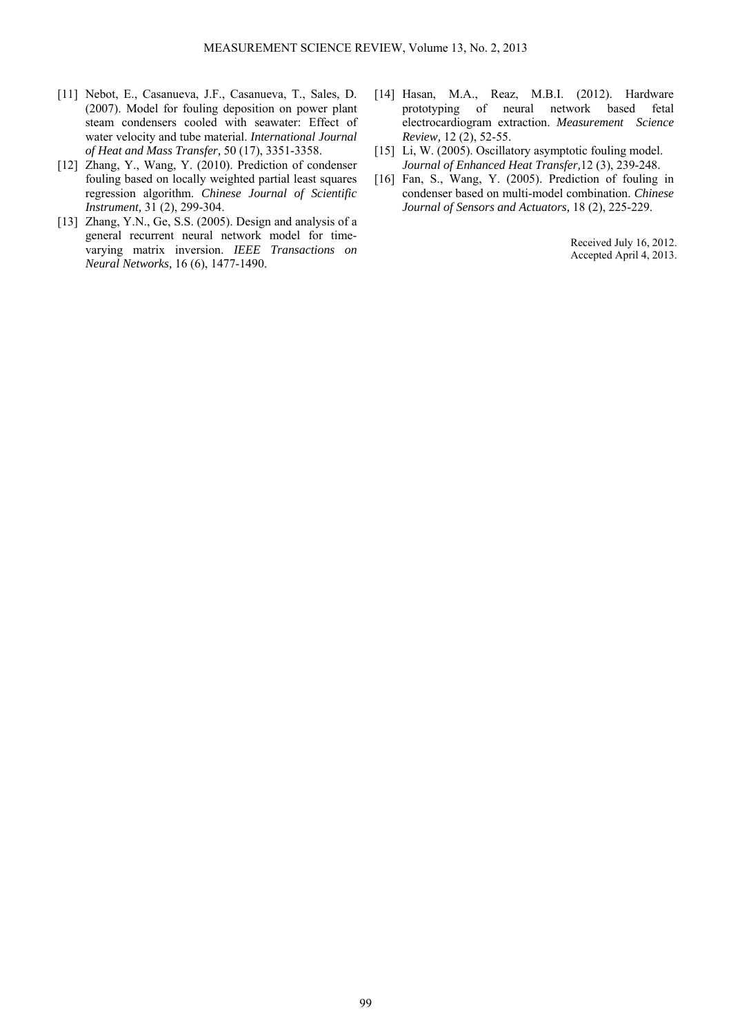[11] Nebot, E., Casanueva, J.F., Casanueva, T., Sales, D. (2007). Model for fouling deposition on power plant steam condensers cooled with seawater: Effect of water velocity and tube material. *International Journal of Heat and Mass Transfer,* 50 (17), 3351-3358.

[12] Zhang, Y., Wang, Y. (2010). Prediction of condenser fouling based on locally weighted partial least squares regression algorithm. *Chinese Journal of Scientific Instrument,* 31 (2), 299-304.

[13] Zhang, Y.N., Ge, S.S. (2005). Design and analysis of a general recurrent neural network model for time-varying matrix inversion. *IEEE Transactions on Neural Networks,* 16 (6), 1477-1490.

[14] Hasan, M.A., Reaz, M.B.I. (2012). Hardware prototyping of neural network based fetal electrocardiogram extraction. *Measurement Science Review,* 12 (2), 52-55.

[15] Li, W. (2005). Oscillatory asymptotic fouling model. *Journal of Enhanced Heat Transfer,*12 (3), 239-248.

[16] Fan, S., Wang, Y. (2005). Prediction of fouling in condenser based on multi-model combination. *Chinese Journal of Sensors and Actuators,* 18 (2), 225-229.

Received July 16, 2012.
Accepted April 4, 2013.